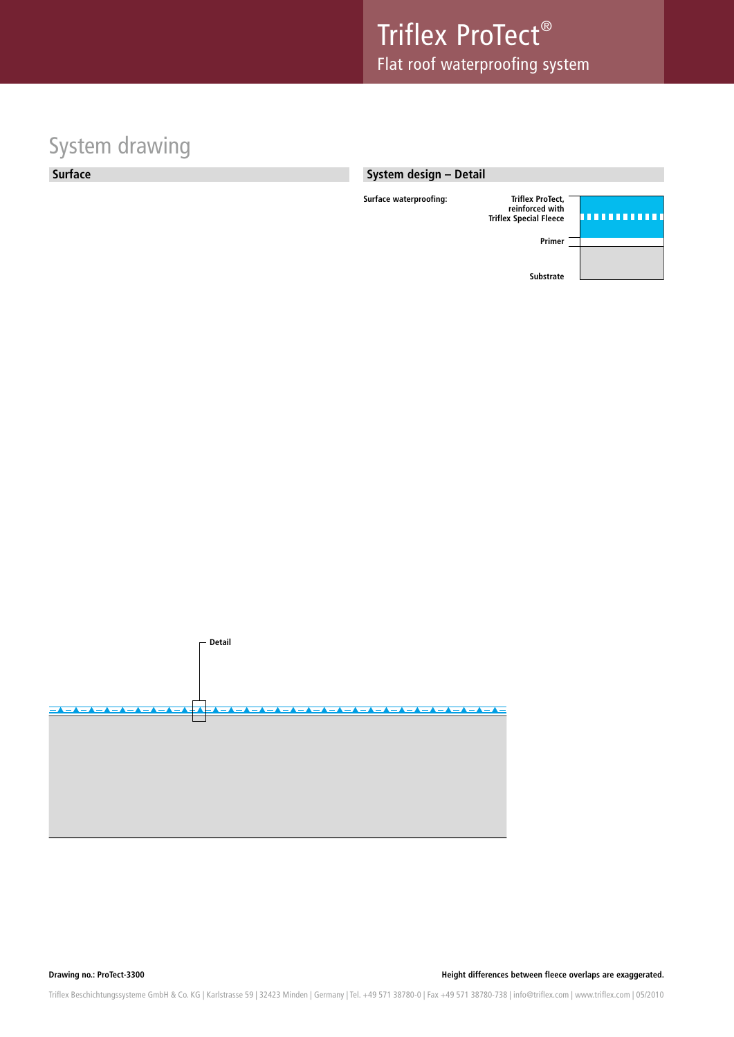# Triflex ProTect®

Flat roof waterproofing system

## System drawing

### Surface

Detail

### System design – Detail

**Surface waterproofing:**

**Triflex ProTect, reinforced with Triflex Special Fleece**

**Primer**

**Substrate**

**Drawing no.: ProTect-3300**

**Height differences between fleece overlaps are exaggerated.**

Triflex Beschichtungssysteme GmbH & Co. KG | Karlstrasse 59 | 32423 Minden | Germany | Tel. +49 571 38780-0 | Fax +49 571 38780-738 | info@triflex.com | www.triflex.com | 05/2010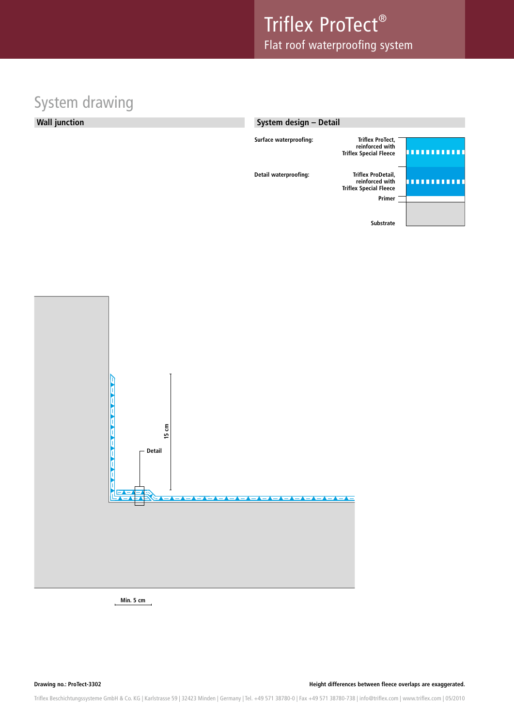# System drawing

## Wall junction

## System design – Detail

Surface waterproofing: Triflex ProTect, reinforced with Triflex Special Fleece

Detail waterproofing: Triflex ProDetail, reinforced with Triflex Special Fleece

Primer

Substrate

15 cm

Detail

Min. 5 cm

Drawing no.: ProTect-3302

Height differences between fleece overlaps are exaggerated.

Triflex Beschichtungssysteme GmbH & Co. KG | Karlstrasse 59 | 32423 Minden | Germany | Tel. +49 571 38780-0 | Fax +49 571 38780-738 | info@triflex.com | www.triflex.com | 05/2010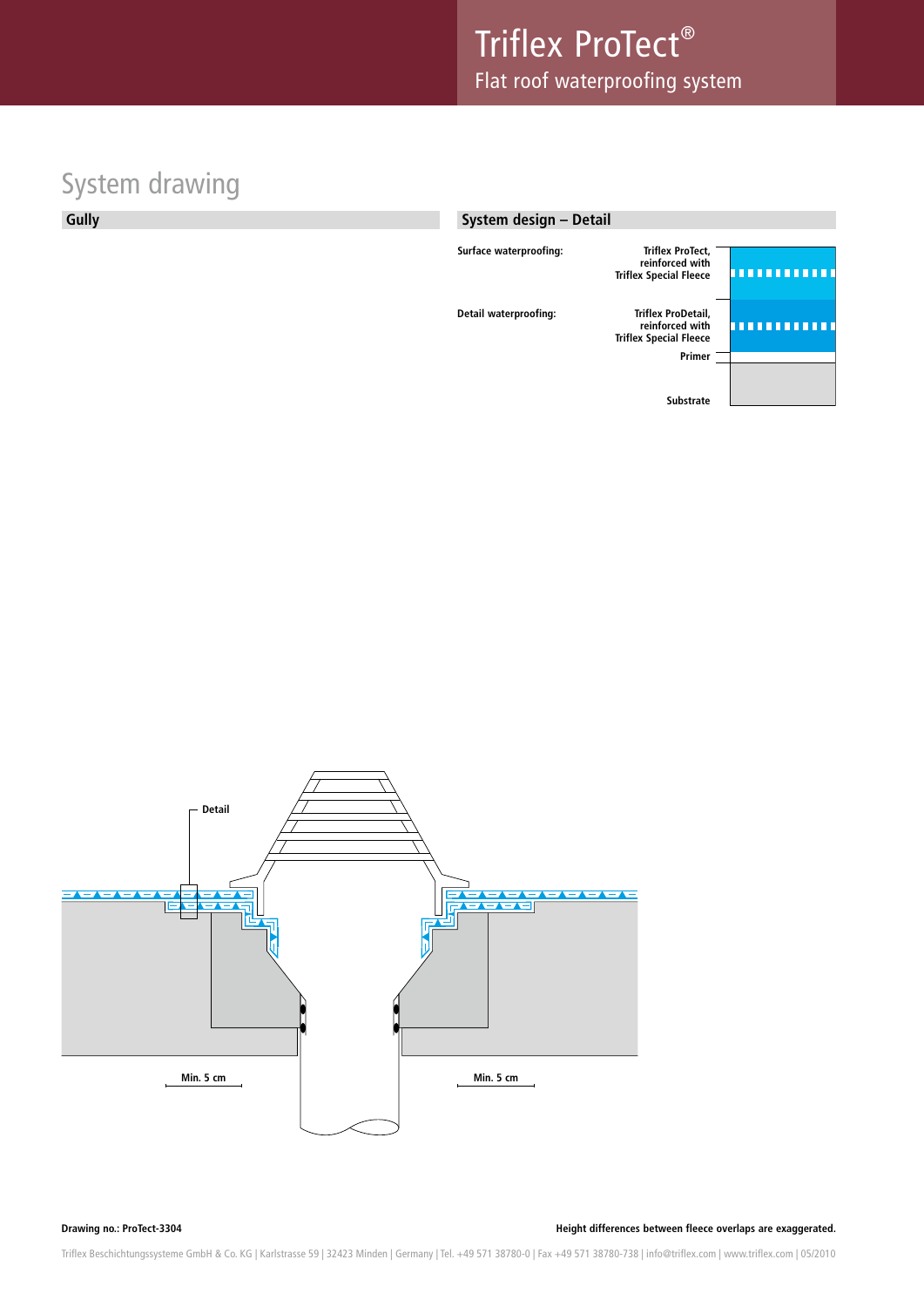# System drawing

## Gully

## System design – Detail

| | |
|---|---|
| Surface waterproofing: | Triflex ProTect, reinforced with Triflex Special Fleece |
| Detail waterproofing: | Triflex ProDetail, reinforced with Triflex Special Fleece |
| | Primer |
| | Substrate |

Detail

Min. 5 cm

Min. 5 cm

**Drawing no.: ProTect-3304**

**Height differences between fleece overlaps are exaggerated.**

Triflex Beschichtungssysteme GmbH & Co. KG | Karlstrasse 59 | 32423 Minden | Germany | Tel. +49 571 38780-0 | Fax +49 571 38780-738 | info@triflex.com | www.triflex.com | 05/2010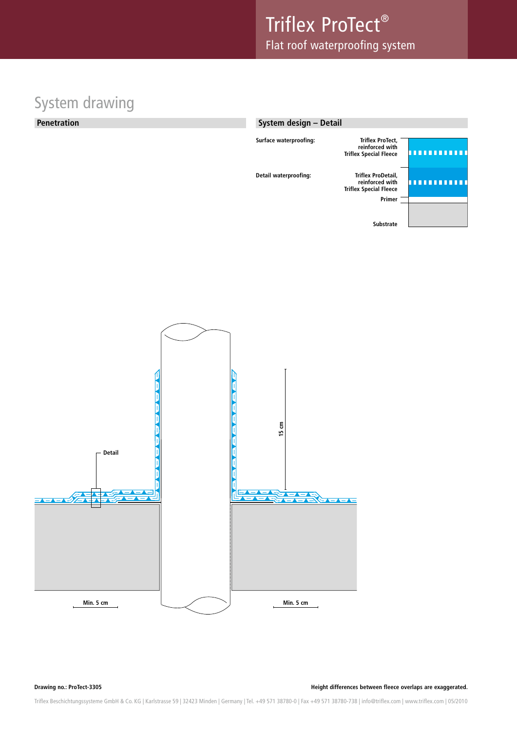# System drawing

## Penetration

## System design – Detail

**Surface waterproofing:** **Triflex ProTect, reinforced with Triflex Special Fleece**

**Detail waterproofing:** **Triflex ProDetail, reinforced with Triflex Special Fleece**

**Primer**

**Substrate**

**Detail**

**15 cm**

**Min. 5 cm**

**Min. 5 cm**

**Drawing no.: ProTect-3305**

**Height differences between fleece overlaps are exaggerated.**

Triflex Beschichtungssysteme GmbH & Co. KG | Karlstrasse 59 | 32423 Minden | Germany | Tel. +49 571 38780-0 | Fax +49 571 38780-738 | info@triflex.com | www.triflex.com | 05/2010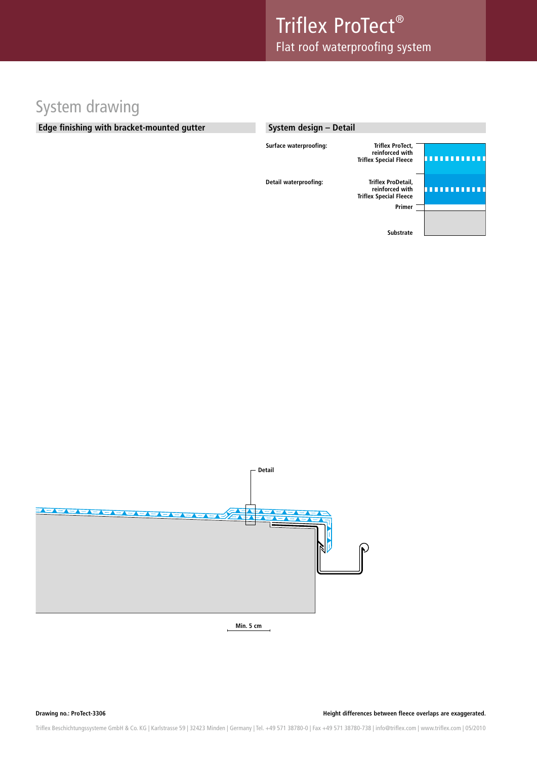# System drawing

## Edge finishing with bracket-mounted gutter

## System design – Detail

| | |
|---|---|
| Surface waterproofing: | Triflex ProTect, reinforced with Triflex Special Fleece |
| Detail waterproofing: | Triflex ProDetail, reinforced with Triflex Special Fleece |
| | Primer |
| | Substrate |

Detail

Min. 5 cm

**Drawing no.: ProTect-3306**

**Height differences between fleece overlaps are exaggerated.**

Triflex Beschichtungssysteme GmbH & Co. KG | Karlstrasse 59 | 32423 Minden | Germany | Tel. +49 571 38780-0 | Fax +49 571 38780-738 | info@triflex.com | www.triflex.com | 05/2010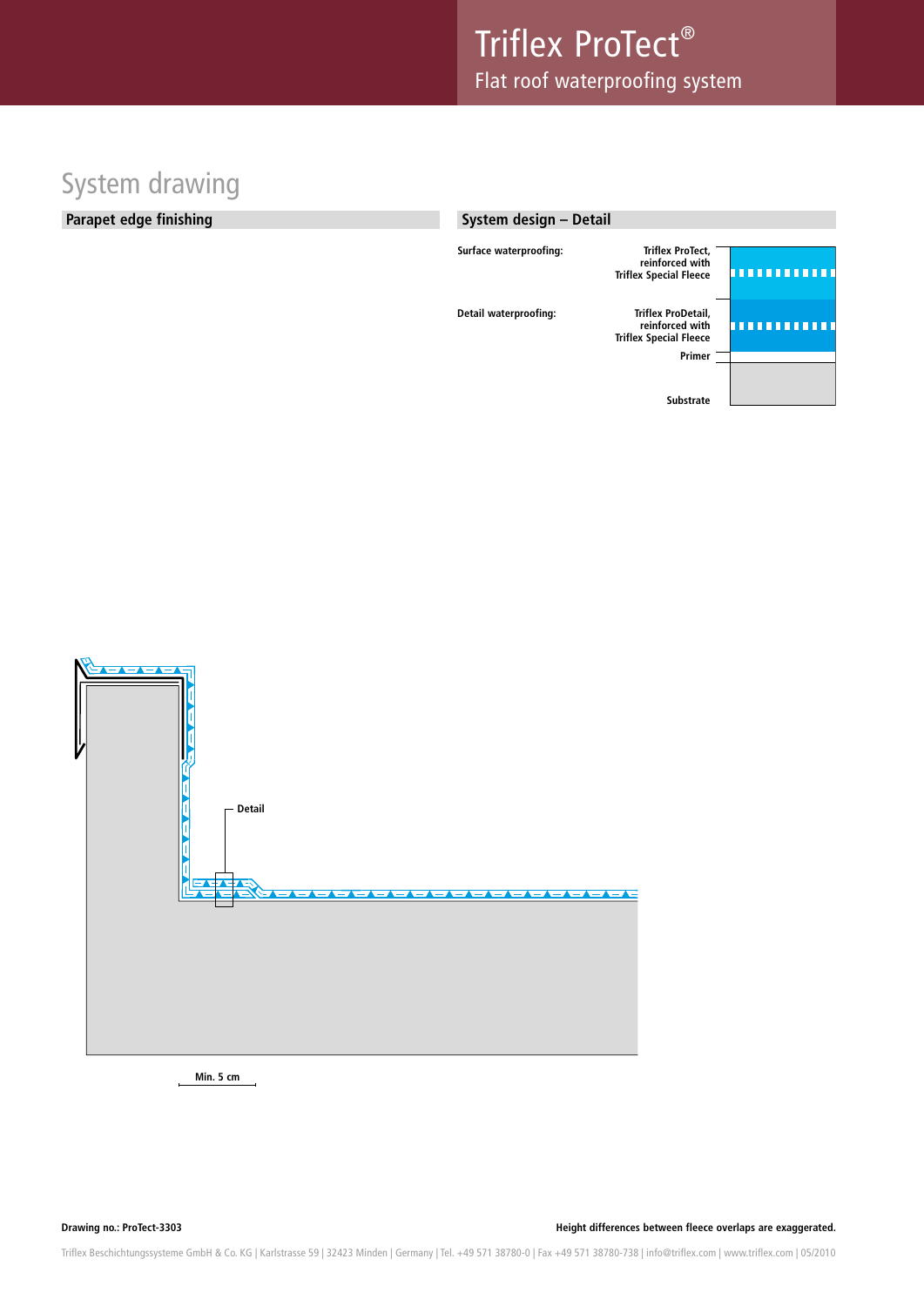# Triflex ProTect®

Flat roof waterproofing system

## System drawing

### Parapet edge finishing

### System design – Detail

| | |
|---|---|
| Surface waterproofing: | Triflex ProTect, reinforced with Triflex Special Fleece |
| Detail waterproofing: | Triflex ProDetail, reinforced with Triflex Special Fleece |
| | Primer |
| | Substrate |

Detail

Min. 5 cm

**Drawing no.: ProTect-3303**

**Height differences between fleece overlaps are exaggerated.**

Triflex Beschichtungssysteme GmbH & Co. KG | Karlstrasse 59 | 32423 Minden | Germany | Tel. +49 571 38780-0 | Fax +49 571 38780-738 | info@triflex.com | www.triflex.com | 05/2010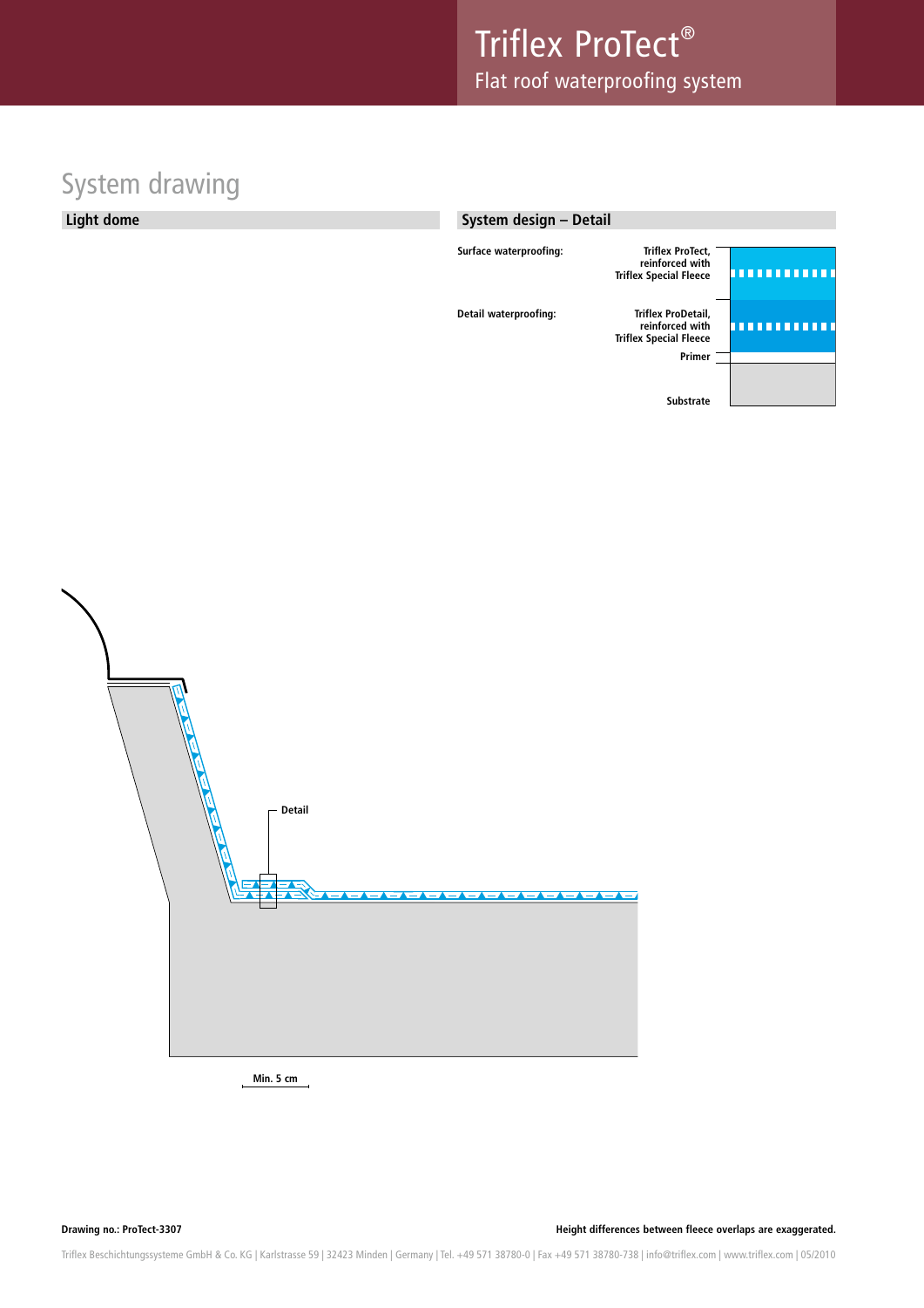# Triflex ProTect®

Flat roof waterproofing system

## System drawing

### Light dome

### System design – Detail

| | |
|---|---|
| Surface waterproofing: | Triflex ProTect, reinforced with Triflex Special Fleece |
| Detail waterproofing: | Triflex ProDetail, reinforced with Triflex Special Fleece |
| | Primer |
| | Substrate |

Detail

Min. 5 cm

**Drawing no.: ProTect-3307**

**Height differences between fleece overlaps are exaggerated.**

Triflex Beschichtungssysteme GmbH & Co. KG | Karlstrasse 59 | 32423 Minden | Germany | Tel. +49 571 38780-0 | Fax +49 571 38780-738 | info@triflex.com | www.triflex.com | 05/2010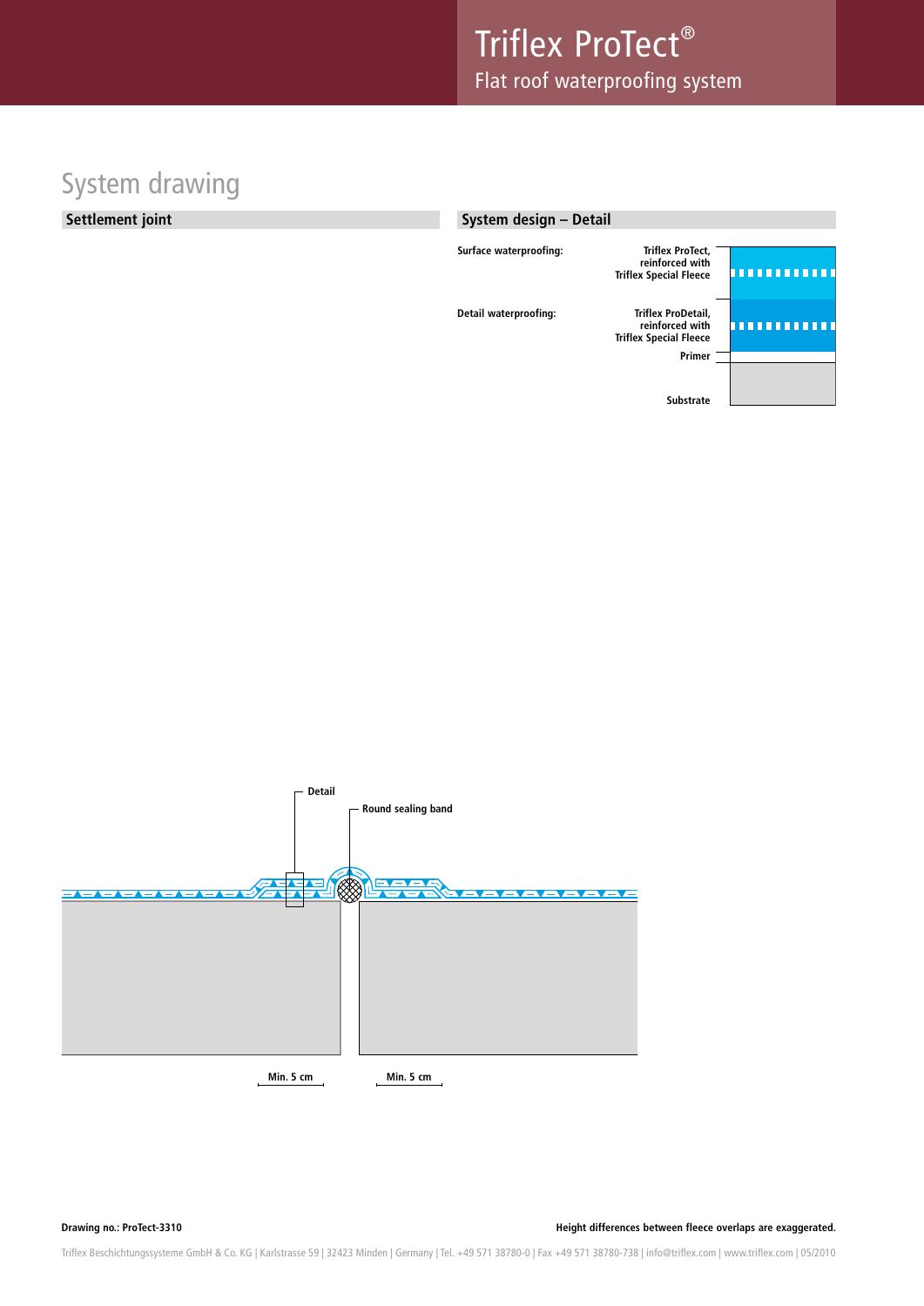Triflex ProTect®
Flat roof waterproofing system

# System drawing

## Settlement joint

## System design – Detail

Surface waterproofing: Triflex ProTect, reinforced with Triflex Special Fleece

Detail waterproofing: Triflex ProDetail, reinforced with Triflex Special Fleece

Primer

Substrate

Detail

Round sealing band

Min. 5 cm

Min. 5 cm

Drawing no.: ProTect-3310

Height differences between fleece overlaps are exaggerated.

Triflex Beschichtungssysteme GmbH & Co. KG | Karlstrasse 59 | 32423 Minden | Germany | Tel. +49 571 38780-0 | Fax +49 571 38780-738 | info@triflex.com | www.triflex.com | 05/2010